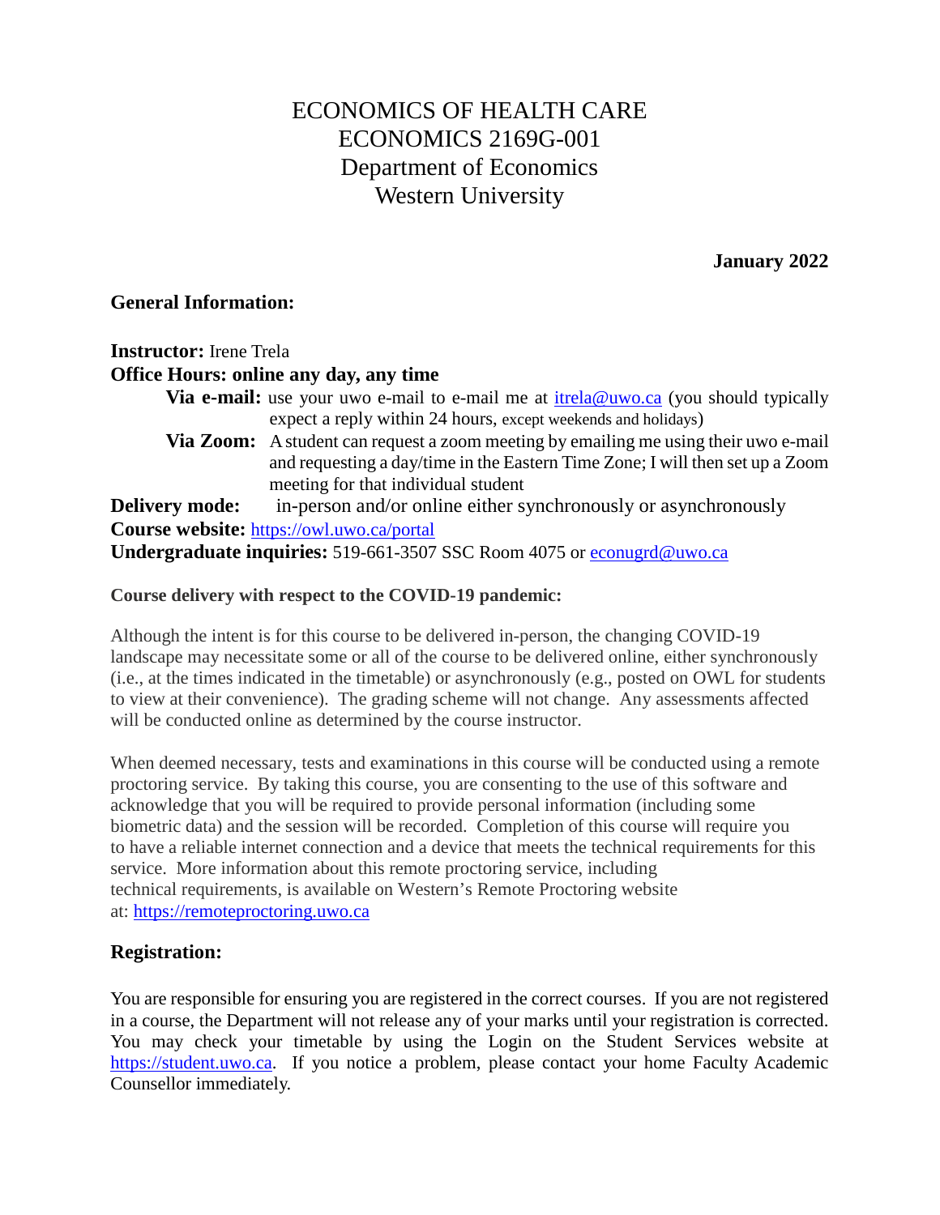# ECONOMICS OF HEALTH CARE
# ECONOMICS 2169G-001
# Department of Economics
# Western University

**January 2022**

## General Information:

**Instructor:** Irene Trela

**Office Hours: online any day, any time**

- **Via e-mail:** use your uwo e-mail to e-mail me at itrela@uwo.ca (you should typically expect a reply within 24 hours, except weekends and holidays)
- **Via Zoom:** A student can request a zoom meeting by emailing me using their uwo e-mail and requesting a day/time in the Eastern Time Zone; I will then set up a Zoom meeting for that individual student

**Delivery mode:** in-person and/or online either synchronously or asynchronously

**Course website:** https://owl.uwo.ca/portal

**Undergraduate inquiries:** 519-661-3507 SSC Room 4075 or econugrd@uwo.ca

**Course delivery with respect to the COVID-19 pandemic:**

Although the intent is for this course to be delivered in-person, the changing COVID-19 landscape may necessitate some or all of the course to be delivered online, either synchronously (i.e., at the times indicated in the timetable) or asynchronously (e.g., posted on OWL for students to view at their convenience). The grading scheme will not change. Any assessments affected will be conducted online as determined by the course instructor.

When deemed necessary, tests and examinations in this course will be conducted using a remote proctoring service. By taking this course, you are consenting to the use of this software and acknowledge that you will be required to provide personal information (including some biometric data) and the session will be recorded. Completion of this course will require you to have a reliable internet connection and a device that meets the technical requirements for this service. More information about this remote proctoring service, including technical requirements, is available on Western's Remote Proctoring website at: https://remoteproctoring.uwo.ca

## Registration:

You are responsible for ensuring you are registered in the correct courses. If you are not registered in a course, the Department will not release any of your marks until your registration is corrected. You may check your timetable by using the Login on the Student Services website at https://student.uwo.ca. If you notice a problem, please contact your home Faculty Academic Counsellor immediately.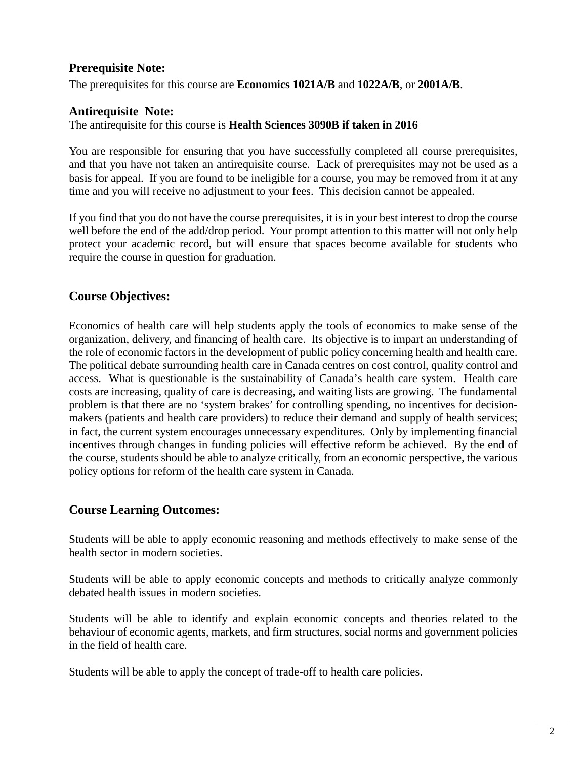### Prerequisite Note:

The prerequisites for this course are **Economics 1021A/B** and **1022A/B**, or **2001A/B**.

### Antirequisite Note:

The antirequisite for this course is **Health Sciences 3090B if taken in 2016**

You are responsible for ensuring that you have successfully completed all course prerequisites, and that you have not taken an antirequisite course. Lack of prerequisites may not be used as a basis for appeal. If you are found to be ineligible for a course, you may be removed from it at any time and you will receive no adjustment to your fees. This decision cannot be appealed.

If you find that you do not have the course prerequisites, it is in your best interest to drop the course well before the end of the add/drop period. Your prompt attention to this matter will not only help protect your academic record, but will ensure that spaces become available for students who require the course in question for graduation.

### Course Objectives:

Economics of health care will help students apply the tools of economics to make sense of the organization, delivery, and financing of health care. Its objective is to impart an understanding of the role of economic factors in the development of public policy concerning health and health care. The political debate surrounding health care in Canada centres on cost control, quality control and access. What is questionable is the sustainability of Canada's health care system. Health care costs are increasing, quality of care is decreasing, and waiting lists are growing. The fundamental problem is that there are no 'system brakes' for controlling spending, no incentives for decision-makers (patients and health care providers) to reduce their demand and supply of health services; in fact, the current system encourages unnecessary expenditures. Only by implementing financial incentives through changes in funding policies will effective reform be achieved. By the end of the course, students should be able to analyze critically, from an economic perspective, the various policy options for reform of the health care system in Canada.

### Course Learning Outcomes:

Students will be able to apply economic reasoning and methods effectively to make sense of the health sector in modern societies.

Students will be able to apply economic concepts and methods to critically analyze commonly debated health issues in modern societies.

Students will be able to identify and explain economic concepts and theories related to the behaviour of economic agents, markets, and firm structures, social norms and government policies in the field of health care.

Students will be able to apply the concept of trade-off to health care policies.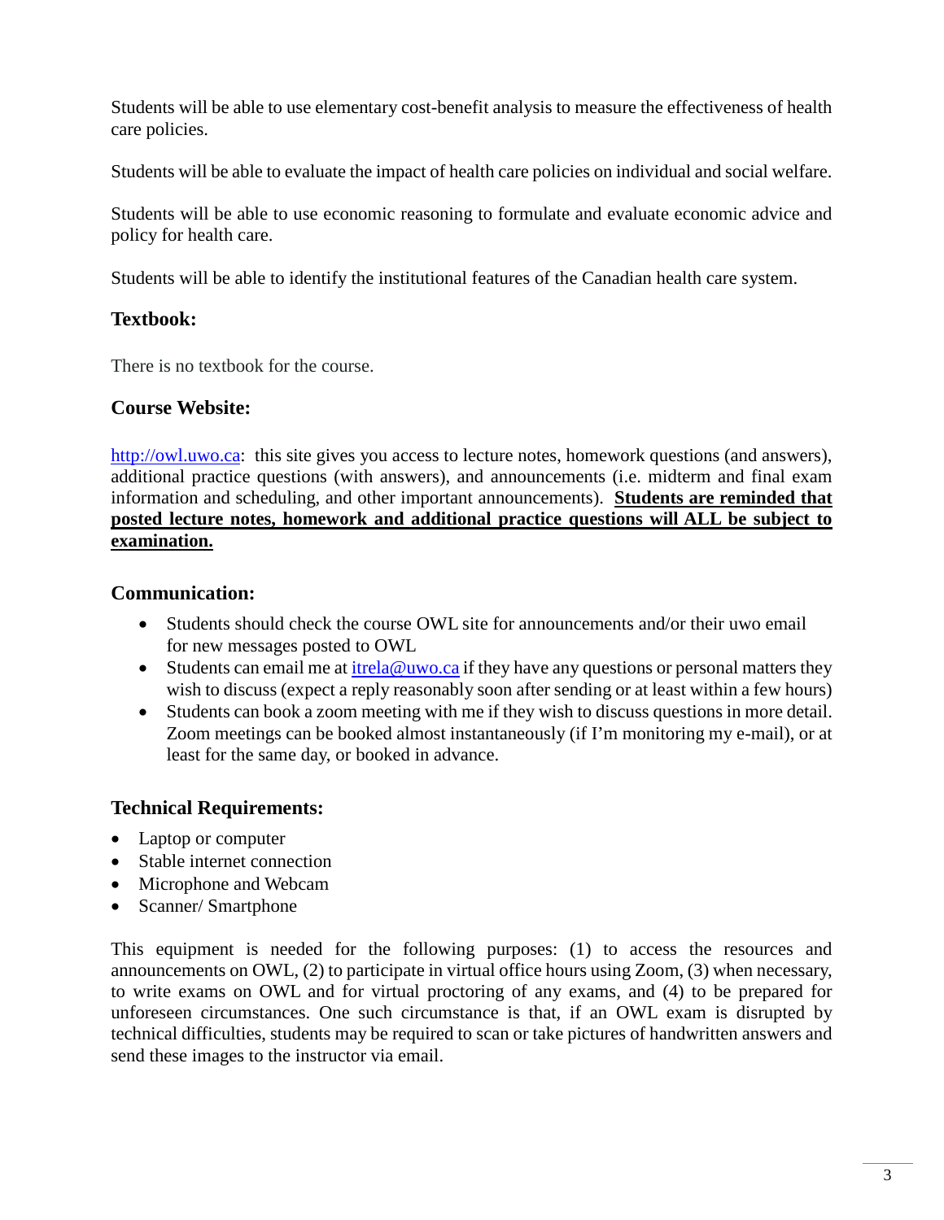Students will be able to use elementary cost-benefit analysis to measure the effectiveness of health care policies.

Students will be able to evaluate the impact of health care policies on individual and social welfare.

Students will be able to use economic reasoning to formulate and evaluate economic advice and policy for health care.

Students will be able to identify the institutional features of the Canadian health care system.

### Textbook:

There is no textbook for the course.

### Course Website:

[http://owl.uwo.ca](http://owl.uwo.ca): this site gives you access to lecture notes, homework questions (and answers), additional practice questions (with answers), and announcements (i.e. midterm and final exam information and scheduling, and other important announcements). **Students are reminded that posted lecture notes, homework and additional practice questions will ALL be subject to examination.**

### Communication:

- Students should check the course OWL site for announcements and/or their uwo email for new messages posted to OWL
- Students can email me at [itrela@uwo.ca](mailto:itrela@uwo.ca) if they have any questions or personal matters they wish to discuss (expect a reply reasonably soon after sending or at least within a few hours)
- Students can book a zoom meeting with me if they wish to discuss questions in more detail. Zoom meetings can be booked almost instantaneously (if I'm monitoring my e-mail), or at least for the same day, or booked in advance.

### Technical Requirements:

- Laptop or computer
- Stable internet connection
- Microphone and Webcam
- Scanner/ Smartphone

This equipment is needed for the following purposes: (1) to access the resources and announcements on OWL, (2) to participate in virtual office hours using Zoom, (3) when necessary, to write exams on OWL and for virtual proctoring of any exams, and (4) to be prepared for unforeseen circumstances. One such circumstance is that, if an OWL exam is disrupted by technical difficulties, students may be required to scan or take pictures of handwritten answers and send these images to the instructor via email.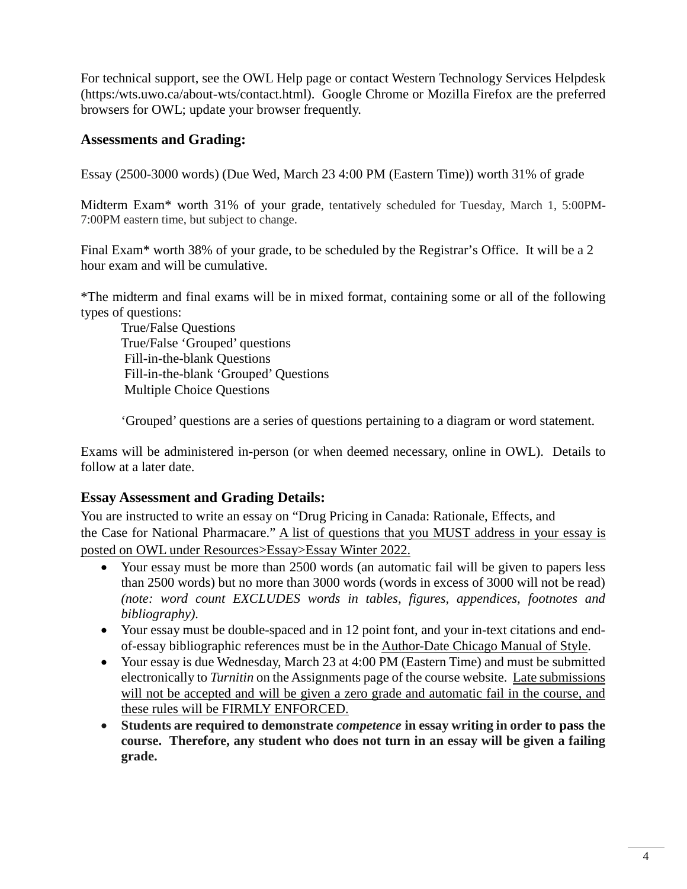For technical support, see the OWL Help page or contact Western Technology Services Helpdesk (https:/wts.uwo.ca/about-wts/contact.html). Google Chrome or Mozilla Firefox are the preferred browsers for OWL; update your browser frequently.

### Assessments and Grading:

Essay (2500-3000 words) (Due Wed, March 23 4:00 PM (Eastern Time)) worth 31% of grade

Midterm Exam* worth 31% of your grade, tentatively scheduled for Tuesday, March 1, 5:00PM-7:00PM eastern time, but subject to change.

Final Exam* worth 38% of your grade, to be scheduled by the Registrar's Office. It will be a 2 hour exam and will be cumulative.

*The midterm and final exams will be in mixed format, containing some or all of the following types of questions:

True/False Questions
True/False 'Grouped' questions
Fill-in-the-blank Questions
Fill-in-the-blank 'Grouped' Questions
Multiple Choice Questions

'Grouped' questions are a series of questions pertaining to a diagram or word statement.

Exams will be administered in-person (or when deemed necessary, online in OWL). Details to follow at a later date.

### Essay Assessment and Grading Details:

You are instructed to write an essay on "Drug Pricing in Canada: Rationale, Effects, and the Case for National Pharmacare." A list of questions that you MUST address in your essay is posted on OWL under Resources>Essay>Essay Winter 2022.

- Your essay must be more than 2500 words (an automatic fail will be given to papers less than 2500 words) but no more than 3000 words (words in excess of 3000 will not be read) *(note: word count EXCLUDES words in tables, figures, appendices, footnotes and bibliography).*
- Your essay must be double-spaced and in 12 point font, and your in-text citations and end-of-essay bibliographic references must be in the Author-Date Chicago Manual of Style.
- Your essay is due Wednesday, March 23 at 4:00 PM (Eastern Time) and must be submitted electronically to *Turnitin* on the Assignments page of the course website. Late submissions will not be accepted and will be given a zero grade and automatic fail in the course, and these rules will be FIRMLY ENFORCED.
- **Students are required to demonstrate *competence* in essay writing in order to pass the course. Therefore, any student who does not turn in an essay will be given a failing grade.**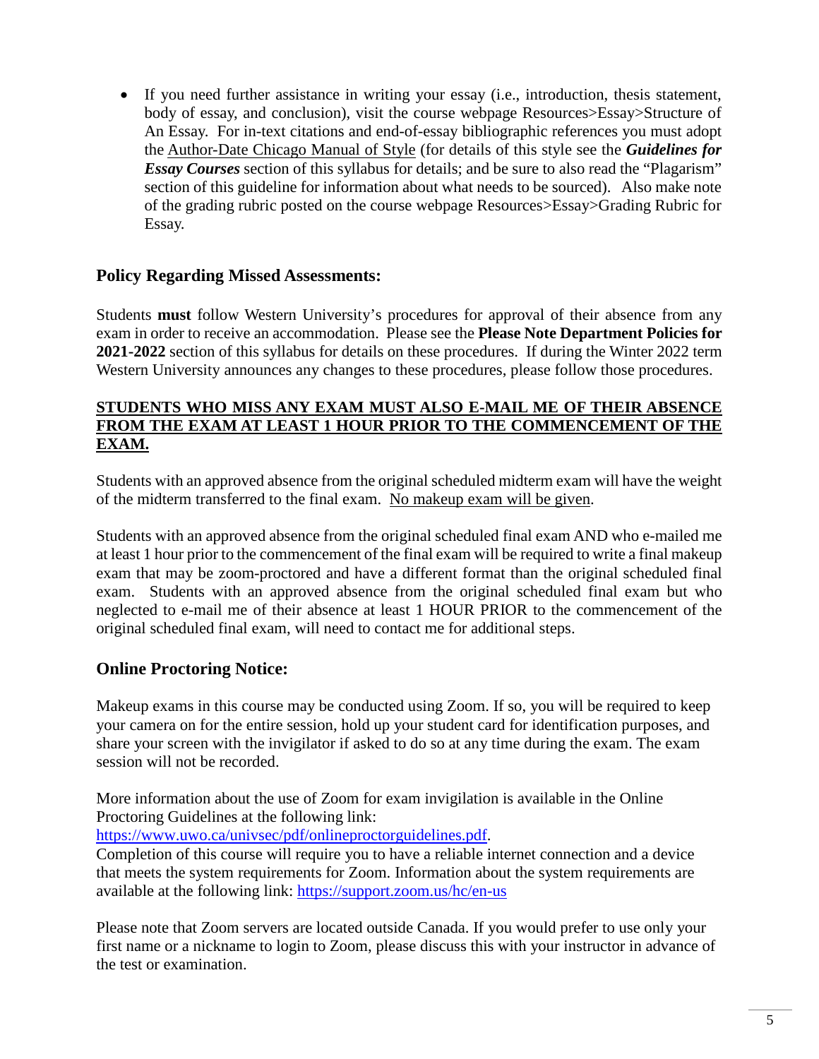- If you need further assistance in writing your essay (i.e., introduction, thesis statement, body of essay, and conclusion), visit the course webpage Resources>Essay>Structure of An Essay. For in-text citations and end-of-essay bibliographic references you must adopt the Author-Date Chicago Manual of Style (for details of this style see the ***Guidelines for Essay Courses*** section of this syllabus for details; and be sure to also read the "Plagarism" section of this guideline for information about what needs to be sourced). Also make note of the grading rubric posted on the course webpage Resources>Essay>Grading Rubric for Essay.

## Policy Regarding Missed Assessments:

Students **must** follow Western University's procedures for approval of their absence from any exam in order to receive an accommodation. Please see the **Please Note Department Policies for 2021-2022** section of this syllabus for details on these procedures. If during the Winter 2022 term Western University announces any changes to these procedures, please follow those procedures.

**STUDENTS WHO MISS ANY EXAM MUST ALSO E-MAIL ME OF THEIR ABSENCE FROM THE EXAM AT LEAST 1 HOUR PRIOR TO THE COMMENCEMENT OF THE EXAM.**

Students with an approved absence from the original scheduled midterm exam will have the weight of the midterm transferred to the final exam. No makeup exam will be given.

Students with an approved absence from the original scheduled final exam AND who e-mailed me at least 1 hour prior to the commencement of the final exam will be required to write a final makeup exam that may be zoom-proctored and have a different format than the original scheduled final exam. Students with an approved absence from the original scheduled final exam but who neglected to e-mail me of their absence at least 1 HOUR PRIOR to the commencement of the original scheduled final exam, will need to contact me for additional steps.

## Online Proctoring Notice:

Makeup exams in this course may be conducted using Zoom. If so, you will be required to keep your camera on for the entire session, hold up your student card for identification purposes, and share your screen with the invigilator if asked to do so at any time during the exam. The exam session will not be recorded.

More information about the use of Zoom for exam invigilation is available in the Online Proctoring Guidelines at the following link: https://www.uwo.ca/univsec/pdf/onlineproctorguidelines.pdf.
Completion of this course will require you to have a reliable internet connection and a device that meets the system requirements for Zoom. Information about the system requirements are available at the following link: https://support.zoom.us/hc/en-us

Please note that Zoom servers are located outside Canada. If you would prefer to use only your first name or a nickname to login to Zoom, please discuss this with your instructor in advance of the test or examination.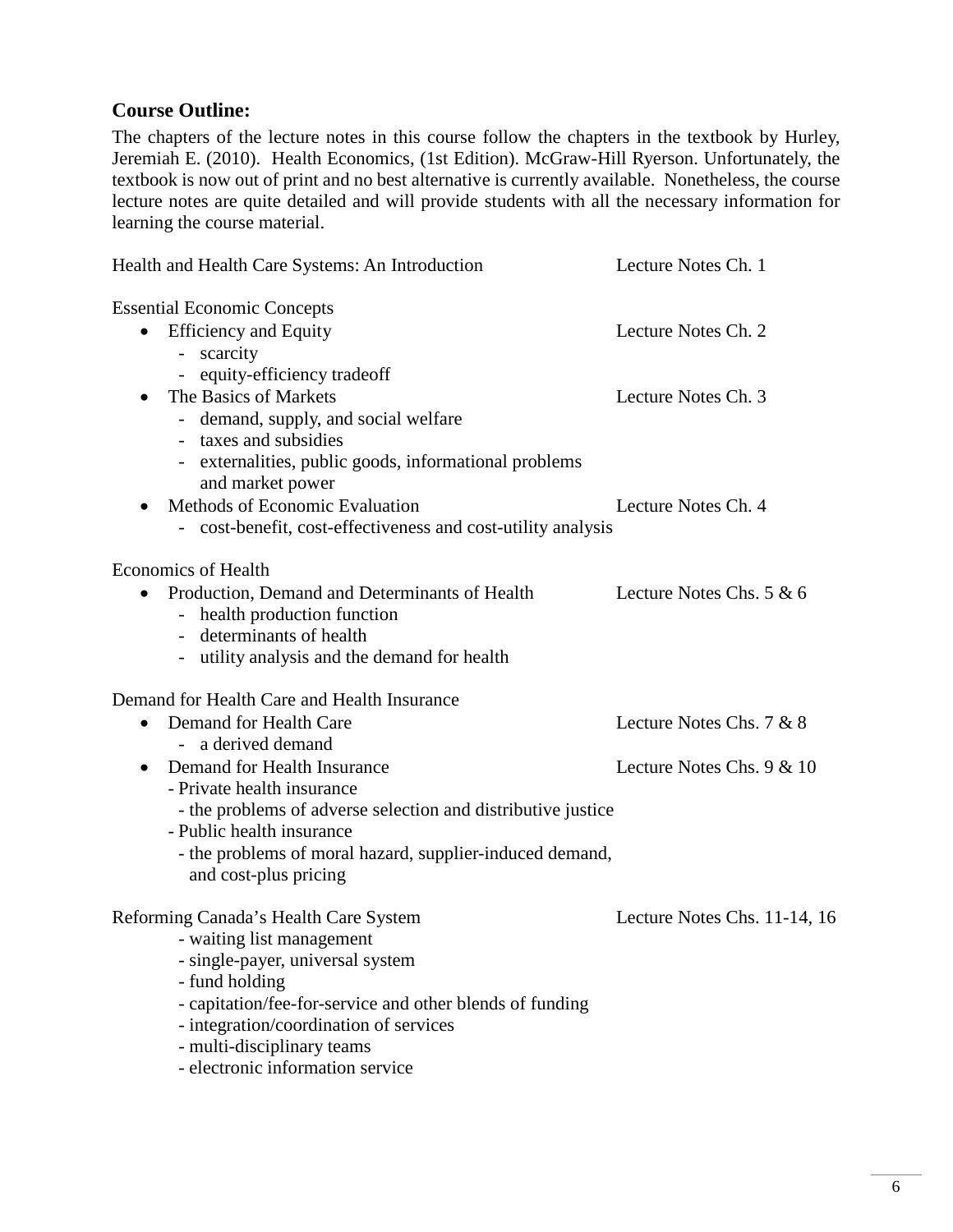**Course Outline:**

The chapters of the lecture notes in this course follow the chapters in the textbook by Hurley, Jeremiah E. (2010). Health Economics, (1st Edition). McGraw-Hill Ryerson. Unfortunately, the textbook is now out of print and no best alternative is currently available. Nonetheless, the course lecture notes are quite detailed and will provide students with all the necessary information for learning the course material.

Health and Health Care Systems: An Introduction — Lecture Notes Ch. 1

Essential Economic Concepts

- Efficiency and Equity — Lecture Notes Ch. 2
  - scarcity
  - equity-efficiency tradeoff
- The Basics of Markets — Lecture Notes Ch. 3
  - demand, supply, and social welfare
  - taxes and subsidies
  - externalities, public goods, informational problems and market power
- Methods of Economic Evaluation — Lecture Notes Ch. 4
  - cost-benefit, cost-effectiveness and cost-utility analysis

Economics of Health

- Production, Demand and Determinants of Health — Lecture Notes Chs. 5 & 6
  - health production function
  - determinants of health
  - utility analysis and the demand for health

Demand for Health Care and Health Insurance

- Demand for Health Care — Lecture Notes Chs. 7 & 8
  - a derived demand
- Demand for Health Insurance — Lecture Notes Chs. 9 & 10
  - Private health insurance
    - the problems of adverse selection and distributive justice
  - Public health insurance
    - the problems of moral hazard, supplier-induced demand, and cost-plus pricing

Reforming Canada's Health Care System — Lecture Notes Chs. 11-14, 16

- waiting list management
- single-payer, universal system
- fund holding
- capitation/fee-for-service and other blends of funding
- integration/coordination of services
- multi-disciplinary teams
- electronic information service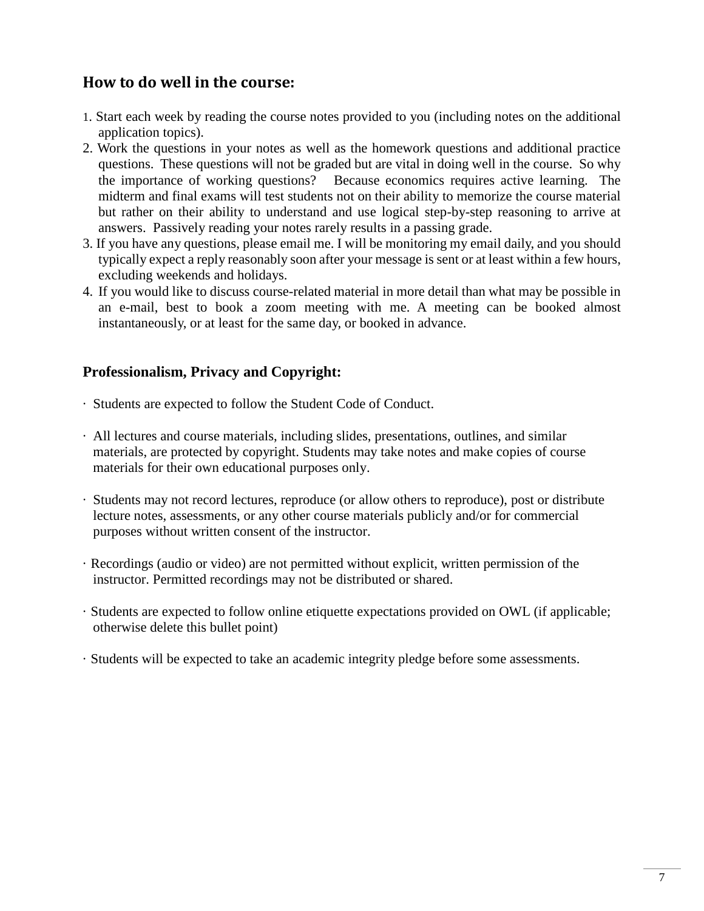## How to do well in the course:

1. Start each week by reading the course notes provided to you (including notes on the additional application topics).
2. Work the questions in your notes as well as the homework questions and additional practice questions. These questions will not be graded but are vital in doing well in the course. So why the importance of working questions? Because economics requires active learning. The midterm and final exams will test students not on their ability to memorize the course material but rather on their ability to understand and use logical step-by-step reasoning to arrive at answers. Passively reading your notes rarely results in a passing grade.
3. If you have any questions, please email me. I will be monitoring my email daily, and you should typically expect a reply reasonably soon after your message is sent or at least within a few hours, excluding weekends and holidays.
4. If you would like to discuss course-related material in more detail than what may be possible in an e-mail, best to book a zoom meeting with me. A meeting can be booked almost instantaneously, or at least for the same day, or booked in advance.

## Professionalism, Privacy and Copyright:

- Students are expected to follow the Student Code of Conduct.

- All lectures and course materials, including slides, presentations, outlines, and similar materials, are protected by copyright. Students may take notes and make copies of course materials for their own educational purposes only.

- Students may not record lectures, reproduce (or allow others to reproduce), post or distribute lecture notes, assessments, or any other course materials publicly and/or for commercial purposes without written consent of the instructor.

- Recordings (audio or video) are not permitted without explicit, written permission of the instructor. Permitted recordings may not be distributed or shared.

- Students are expected to follow online etiquette expectations provided on OWL (if applicable; otherwise delete this bullet point)

- Students will be expected to take an academic integrity pledge before some assessments.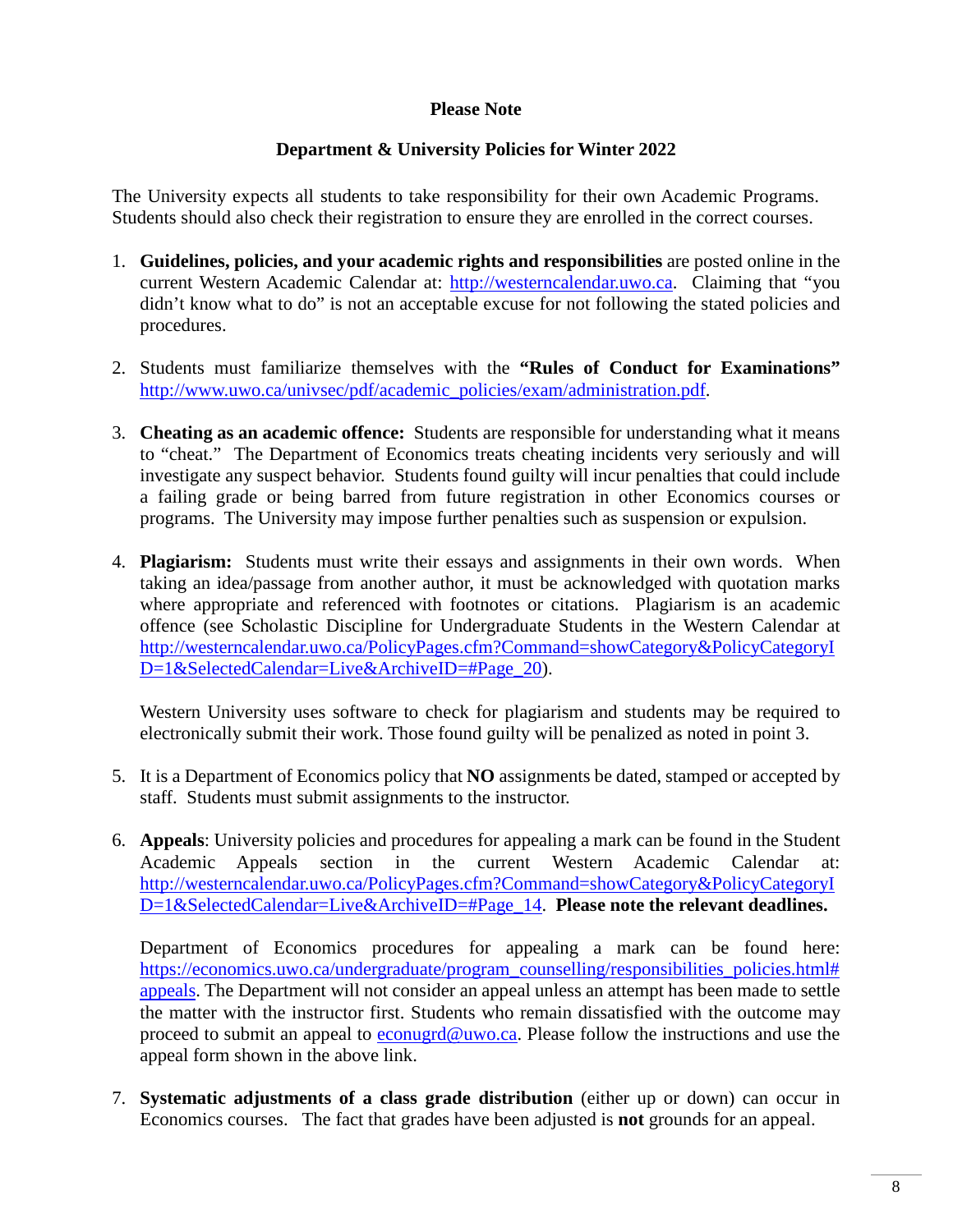**Please Note**

**Department & University Policies for Winter 2022**

The University expects all students to take responsibility for their own Academic Programs. Students should also check their registration to ensure they are enrolled in the correct courses.

1. **Guidelines, policies, and your academic rights and responsibilities** are posted online in the current Western Academic Calendar at: http://westerncalendar.uwo.ca. Claiming that "you didn't know what to do" is not an acceptable excuse for not following the stated policies and procedures.

2. Students must familiarize themselves with the **"Rules of Conduct for Examinations"** http://www.uwo.ca/univsec/pdf/academic_policies/exam/administration.pdf.

3. **Cheating as an academic offence:** Students are responsible for understanding what it means to "cheat." The Department of Economics treats cheating incidents very seriously and will investigate any suspect behavior. Students found guilty will incur penalties that could include a failing grade or being barred from future registration in other Economics courses or programs. The University may impose further penalties such as suspension or expulsion.

4. **Plagiarism:** Students must write their essays and assignments in their own words. When taking an idea/passage from another author, it must be acknowledged with quotation marks where appropriate and referenced with footnotes or citations. Plagiarism is an academic offence (see Scholastic Discipline for Undergraduate Students in the Western Calendar at http://westerncalendar.uwo.ca/PolicyPages.cfm?Command=showCategory&PolicyCategoryID=1&SelectedCalendar=Live&ArchiveID=#Page_20).

   Western University uses software to check for plagiarism and students may be required to electronically submit their work. Those found guilty will be penalized as noted in point 3.

5. It is a Department of Economics policy that **NO** assignments be dated, stamped or accepted by staff. Students must submit assignments to the instructor.

6. **Appeals**: University policies and procedures for appealing a mark can be found in the Student Academic Appeals section in the current Western Academic Calendar at: http://westerncalendar.uwo.ca/PolicyPages.cfm?Command=showCategory&PolicyCategoryID=1&SelectedCalendar=Live&ArchiveID=#Page_14. **Please note the relevant deadlines.**

   Department of Economics procedures for appealing a mark can be found here: https://economics.uwo.ca/undergraduate/program_counselling/responsibilities_policies.html#appeals. The Department will not consider an appeal unless an attempt has been made to settle the matter with the instructor first. Students who remain dissatisfied with the outcome may proceed to submit an appeal to econugrd@uwo.ca. Please follow the instructions and use the appeal form shown in the above link.

7. **Systematic adjustments of a class grade distribution** (either up or down) can occur in Economics courses. The fact that grades have been adjusted is **not** grounds for an appeal.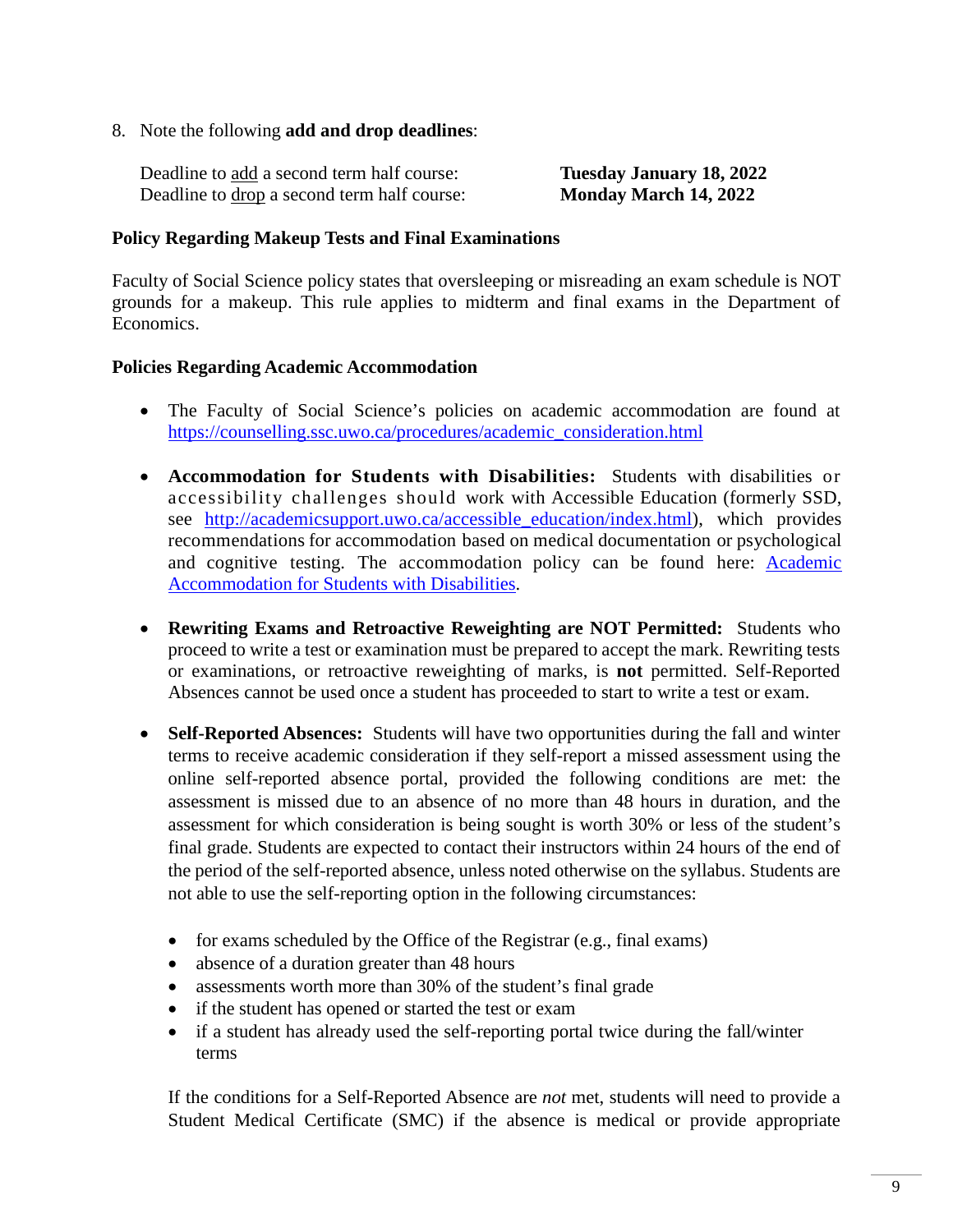8. Note the following **add and drop deadlines**:

   Deadline to <u>add</u> a second term half course: **Tuesday January 18, 2022**
   Deadline to <u>drop</u> a second term half course: **Monday March 14, 2022**

**Policy Regarding Makeup Tests and Final Examinations**

Faculty of Social Science policy states that oversleeping or misreading an exam schedule is NOT grounds for a makeup. This rule applies to midterm and final exams in the Department of Economics.

**Policies Regarding Academic Accommodation**

- The Faculty of Social Science's policies on academic accommodation are found at [https://counselling.ssc.uwo.ca/procedures/academic_consideration.html](https://counselling.ssc.uwo.ca/procedures/academic_consideration.html)

- **Accommodation for Students with Disabilities:** Students with disabilities or accessibility challenges should work with Accessible Education (formerly SSD, see [http://academicsupport.uwo.ca/accessible_education/index.html](http://academicsupport.uwo.ca/accessible_education/index.html)), which provides recommendations for accommodation based on medical documentation or psychological and cognitive testing. The accommodation policy can be found here: Academic Accommodation for Students with Disabilities.

- **Rewriting Exams and Retroactive Reweighting are NOT Permitted:** Students who proceed to write a test or examination must be prepared to accept the mark. Rewriting tests or examinations, or retroactive reweighting of marks, is **not** permitted. Self-Reported Absences cannot be used once a student has proceeded to start to write a test or exam.

- **Self-Reported Absences:** Students will have two opportunities during the fall and winter terms to receive academic consideration if they self-report a missed assessment using the online self-reported absence portal, provided the following conditions are met: the assessment is missed due to an absence of no more than 48 hours in duration, and the assessment for which consideration is being sought is worth 30% or less of the student's final grade. Students are expected to contact their instructors within 24 hours of the end of the period of the self-reported absence, unless noted otherwise on the syllabus. Students are not able to use the self-reporting option in the following circumstances:

  - for exams scheduled by the Office of the Registrar (e.g., final exams)
  - absence of a duration greater than 48 hours
  - assessments worth more than 30% of the student's final grade
  - if the student has opened or started the test or exam
  - if a student has already used the self-reporting portal twice during the fall/winter terms

  If the conditions for a Self-Reported Absence are *not* met, students will need to provide a Student Medical Certificate (SMC) if the absence is medical or provide appropriate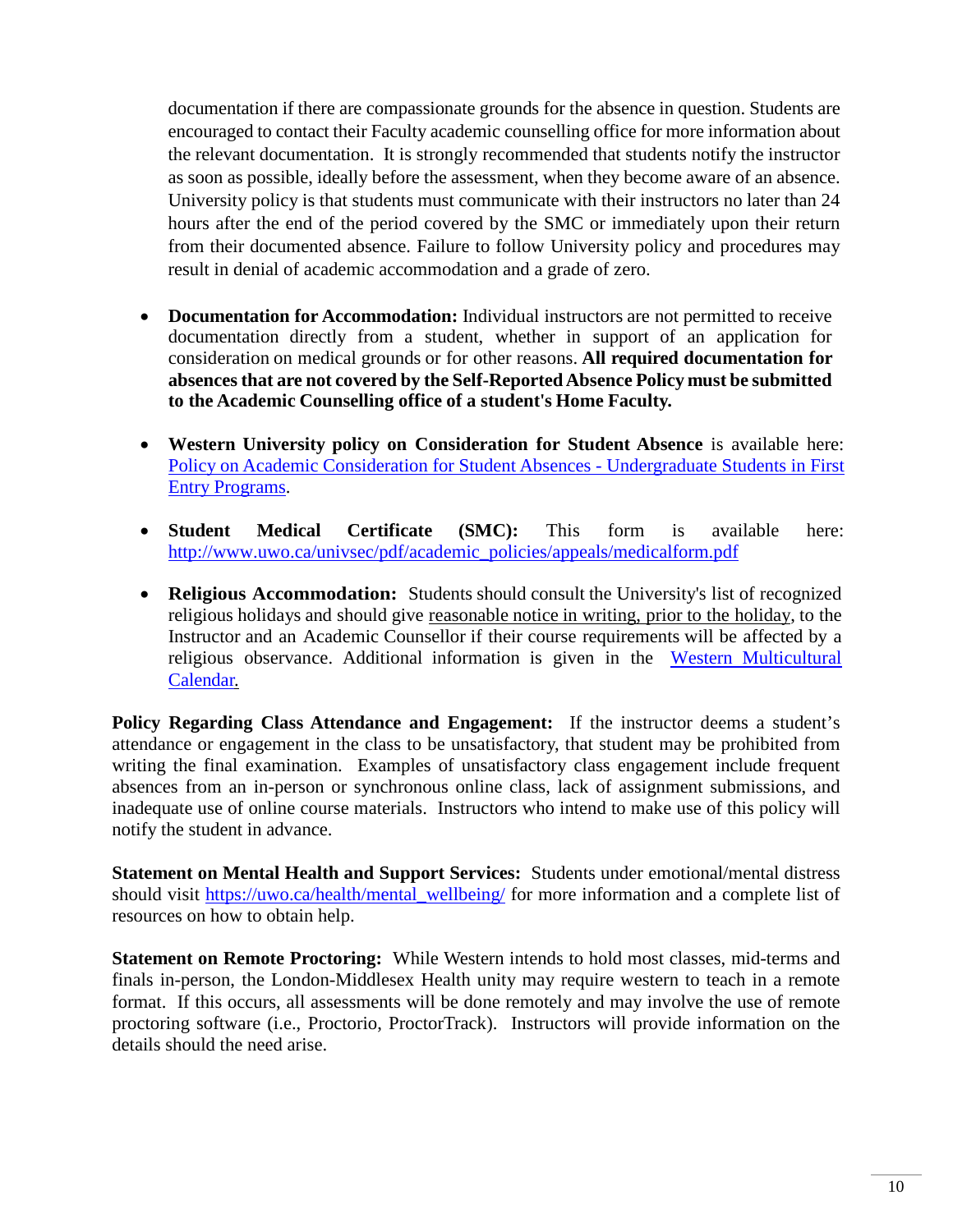documentation if there are compassionate grounds for the absence in question. Students are encouraged to contact their Faculty academic counselling office for more information about the relevant documentation. It is strongly recommended that students notify the instructor as soon as possible, ideally before the assessment, when they become aware of an absence. University policy is that students must communicate with their instructors no later than 24 hours after the end of the period covered by the SMC or immediately upon their return from their documented absence. Failure to follow University policy and procedures may result in denial of academic accommodation and a grade of zero.

- **Documentation for Accommodation:** Individual instructors are not permitted to receive documentation directly from a student, whether in support of an application for consideration on medical grounds or for other reasons. **All required documentation for absences that are not covered by the Self-Reported Absence Policy must be submitted to the Academic Counselling office of a student's Home Faculty.**

- **Western University policy on Consideration for Student Absence** is available here: [Policy on Academic Consideration for Student Absences - Undergraduate Students in First Entry Programs](Policy on Academic Consideration for Student Absences - Undergraduate Students in First Entry Programs).

- **Student Medical Certificate (SMC):** This form is available here: [http://www.uwo.ca/univsec/pdf/academic_policies/appeals/medicalform.pdf](http://www.uwo.ca/univsec/pdf/academic_policies/appeals/medicalform.pdf)

- **Religious Accommodation:** Students should consult the University's list of recognized religious holidays and should give reasonable notice in writing, prior to the holiday, to the Instructor and an Academic Counsellor if their course requirements will be affected by a religious observance. Additional information is given in the [Western Multicultural Calendar.](Western Multicultural Calendar)

**Policy Regarding Class Attendance and Engagement:** If the instructor deems a student's attendance or engagement in the class to be unsatisfactory, that student may be prohibited from writing the final examination. Examples of unsatisfactory class engagement include frequent absences from an in-person or synchronous online class, lack of assignment submissions, and inadequate use of online course materials. Instructors who intend to make use of this policy will notify the student in advance.

**Statement on Mental Health and Support Services:** Students under emotional/mental distress should visit [https://uwo.ca/health/mental_wellbeing/](https://uwo.ca/health/mental_wellbeing/) for more information and a complete list of resources on how to obtain help.

**Statement on Remote Proctoring:** While Western intends to hold most classes, mid-terms and finals in-person, the London-Middlesex Health unity may require western to teach in a remote format. If this occurs, all assessments will be done remotely and may involve the use of remote proctoring software (i.e., Proctorio, ProctorTrack). Instructors will provide information on the details should the need arise.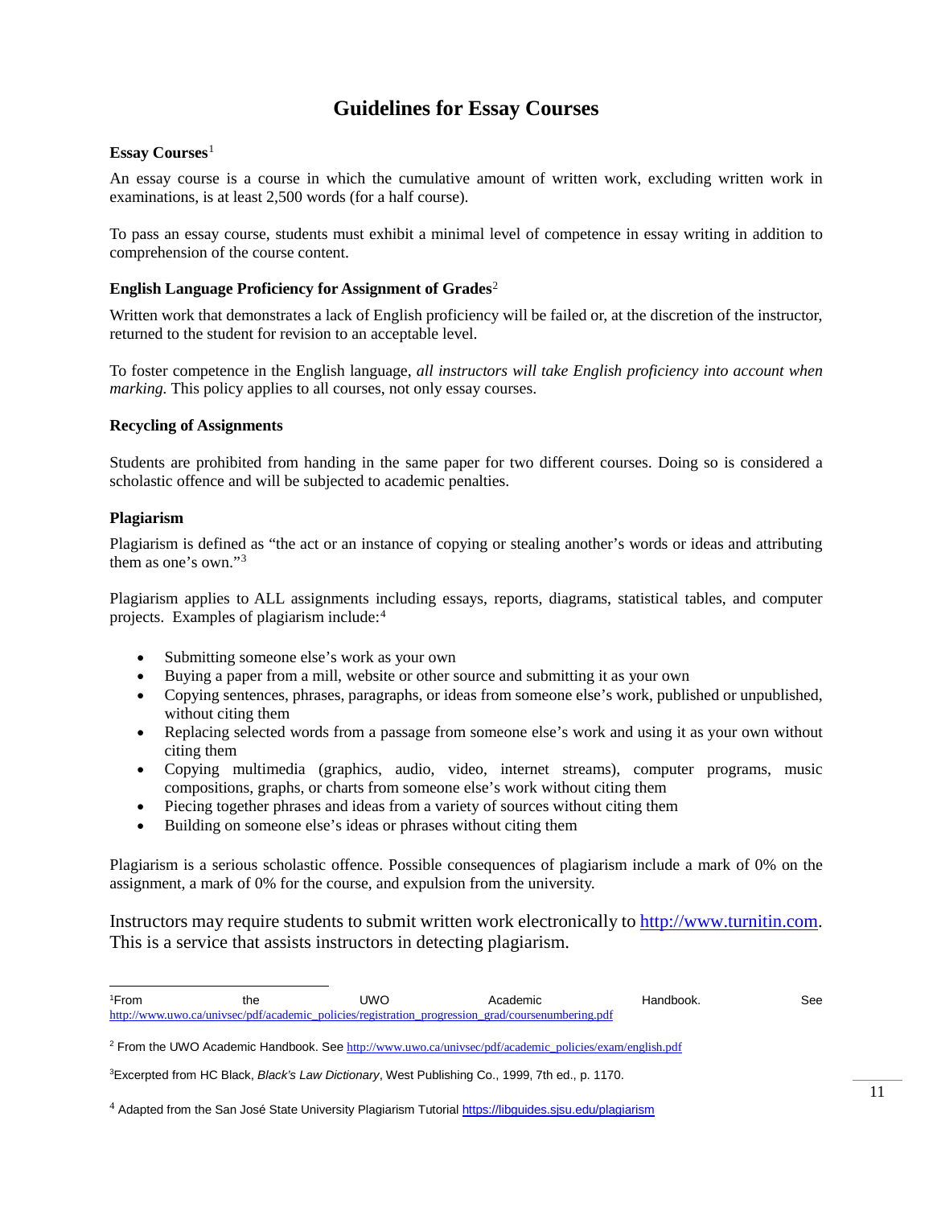# Guidelines for Essay Courses

### Essay Courses[1]

An essay course is a course in which the cumulative amount of written work, excluding written work in examinations, is at least 2,500 words (for a half course).

To pass an essay course, students must exhibit a minimal level of competence in essay writing in addition to comprehension of the course content.

### English Language Proficiency for Assignment of Grades[2]

Written work that demonstrates a lack of English proficiency will be failed or, at the discretion of the instructor, returned to the student for revision to an acceptable level.

To foster competence in the English language, *all instructors will take English proficiency into account when marking.* This policy applies to all courses, not only essay courses.

### Recycling of Assignments

Students are prohibited from handing in the same paper for two different courses. Doing so is considered a scholastic offence and will be subjected to academic penalties.

### Plagiarism

Plagiarism is defined as "the act or an instance of copying or stealing another's words or ideas and attributing them as one's own."[3]

Plagiarism applies to ALL assignments including essays, reports, diagrams, statistical tables, and computer projects. Examples of plagiarism include:[4]

- Submitting someone else's work as your own
- Buying a paper from a mill, website or other source and submitting it as your own
- Copying sentences, phrases, paragraphs, or ideas from someone else's work, published or unpublished, without citing them
- Replacing selected words from a passage from someone else's work and using it as your own without citing them
- Copying multimedia (graphics, audio, video, internet streams), computer programs, music compositions, graphs, or charts from someone else's work without citing them
- Piecing together phrases and ideas from a variety of sources without citing them
- Building on someone else's ideas or phrases without citing them

Plagiarism is a serious scholastic offence. Possible consequences of plagiarism include a mark of 0% on the assignment, a mark of 0% for the course, and expulsion from the university.

Instructors may require students to submit written work electronically to http://www.turnitin.com. This is a service that assists instructors in detecting plagiarism.

---

[1] From the UWO Academic Handbook. See http://www.uwo.ca/univsec/pdf/academic_policies/registration_progression_grad/coursenumbering.pdf

[2] From the UWO Academic Handbook. See http://www.uwo.ca/univsec/pdf/academic_policies/exam/english.pdf

[3] Excerpted from HC Black, *Black's Law Dictionary*, West Publishing Co., 1999, 7th ed., p. 1170.

[4] Adapted from the San José State University Plagiarism Tutorial https://libguides.sjsu.edu/plagiarism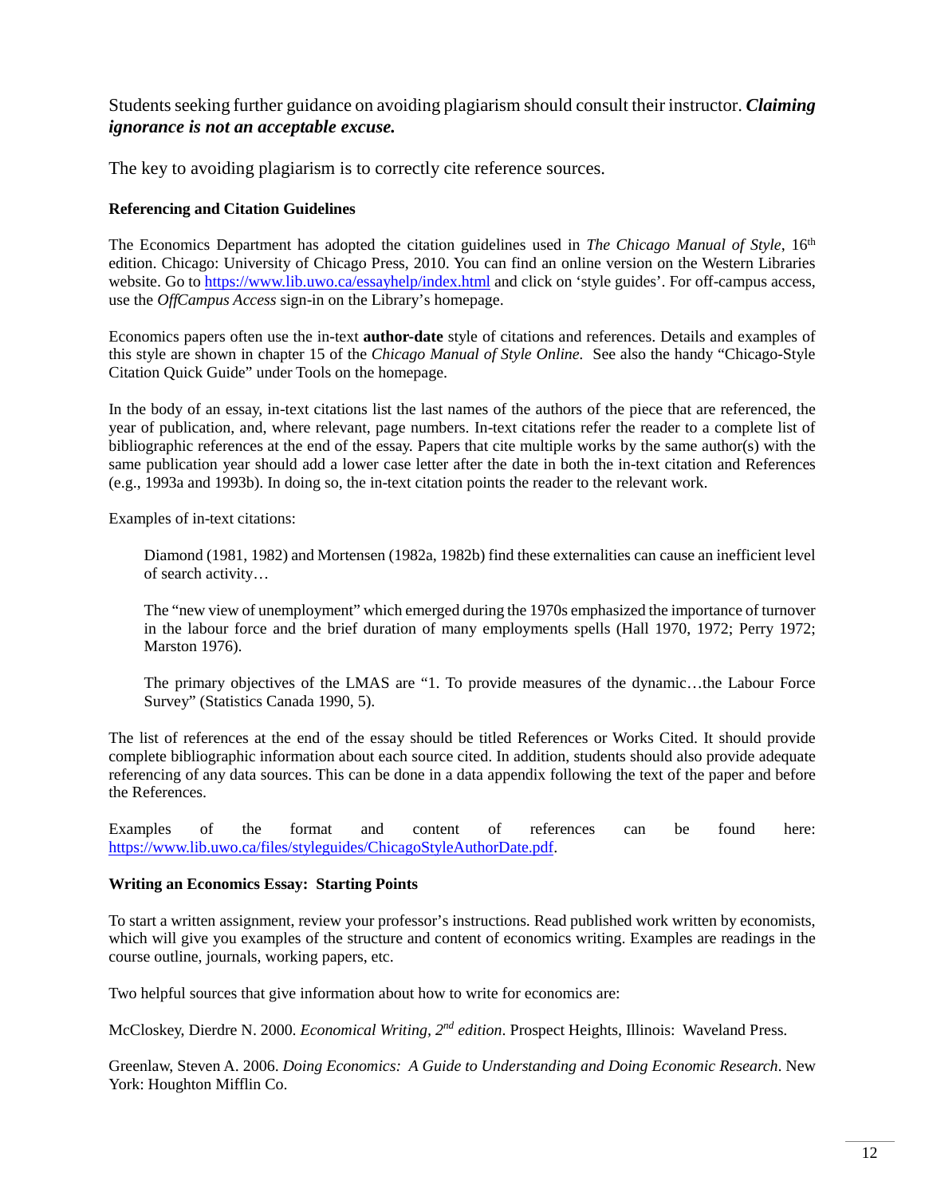Students seeking further guidance on avoiding plagiarism should consult their instructor. ***Claiming ignorance is not an acceptable excuse.***

The key to avoiding plagiarism is to correctly cite reference sources.

**Referencing and Citation Guidelines**

The Economics Department has adopted the citation guidelines used in *The Chicago Manual of Style*, 16th edition. Chicago: University of Chicago Press, 2010. You can find an online version on the Western Libraries website. Go to https://www.lib.uwo.ca/essayhelp/index.html and click on 'style guides'. For off-campus access, use the *OffCampus Access* sign-in on the Library's homepage.

Economics papers often use the in-text **author-date** style of citations and references. Details and examples of this style are shown in chapter 15 of the *Chicago Manual of Style Online*. See also the handy "Chicago-Style Citation Quick Guide" under Tools on the homepage.

In the body of an essay, in-text citations list the last names of the authors of the piece that are referenced, the year of publication, and, where relevant, page numbers. In-text citations refer the reader to a complete list of bibliographic references at the end of the essay. Papers that cite multiple works by the same author(s) with the same publication year should add a lower case letter after the date in both the in-text citation and References (e.g., 1993a and 1993b). In doing so, the in-text citation points the reader to the relevant work.

Examples of in-text citations:

> Diamond (1981, 1982) and Mortensen (1982a, 1982b) find these externalities can cause an inefficient level of search activity…
>
> The "new view of unemployment" which emerged during the 1970s emphasized the importance of turnover in the labour force and the brief duration of many employments spells (Hall 1970, 1972; Perry 1972; Marston 1976).
>
> The primary objectives of the LMAS are "1. To provide measures of the dynamic…the Labour Force Survey" (Statistics Canada 1990, 5).

The list of references at the end of the essay should be titled References or Works Cited. It should provide complete bibliographic information about each source cited. In addition, students should also provide adequate referencing of any data sources. This can be done in a data appendix following the text of the paper and before the References.

Examples of the format and content of references can be found here: https://www.lib.uwo.ca/files/styleguides/ChicagoStyleAuthorDate.pdf.

**Writing an Economics Essay: Starting Points**

To start a written assignment, review your professor's instructions. Read published work written by economists, which will give you examples of the structure and content of economics writing. Examples are readings in the course outline, journals, working papers, etc.

Two helpful sources that give information about how to write for economics are:

McCloskey, Dierdre N. 2000. *Economical Writing, 2nd edition*. Prospect Heights, Illinois: Waveland Press.

Greenlaw, Steven A. 2006. *Doing Economics: A Guide to Understanding and Doing Economic Research*. New York: Houghton Mifflin Co.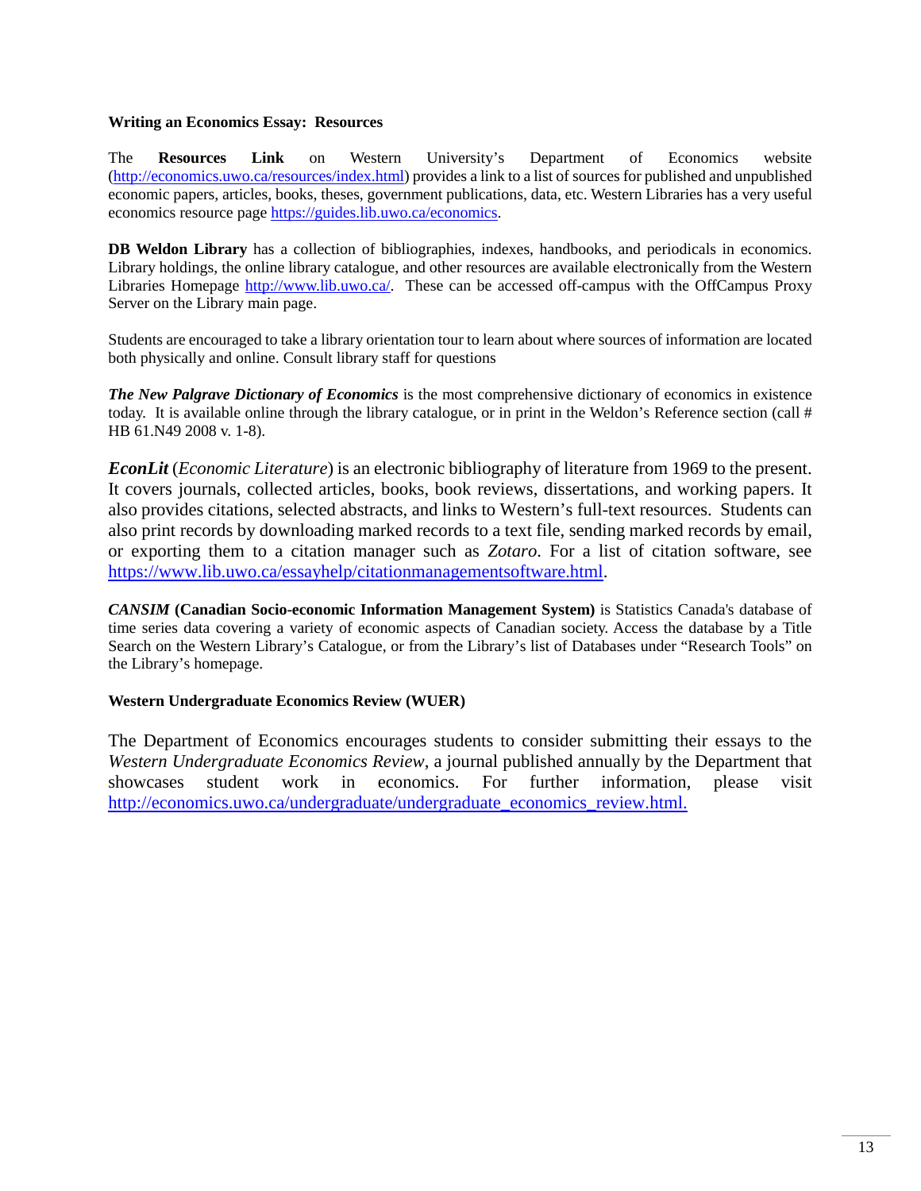**Writing an Economics Essay: Resources**

The **Resources Link** on Western University's Department of Economics website (http://economics.uwo.ca/resources/index.html) provides a link to a list of sources for published and unpublished economic papers, articles, books, theses, government publications, data, etc. Western Libraries has a very useful economics resource page https://guides.lib.uwo.ca/economics.

**DB Weldon Library** has a collection of bibliographies, indexes, handbooks, and periodicals in economics. Library holdings, the online library catalogue, and other resources are available electronically from the Western Libraries Homepage http://www.lib.uwo.ca/. These can be accessed off-campus with the OffCampus Proxy Server on the Library main page.

Students are encouraged to take a library orientation tour to learn about where sources of information are located both physically and online. Consult library staff for questions

***The New Palgrave Dictionary of Economics*** is the most comprehensive dictionary of economics in existence today. It is available online through the library catalogue, or in print in the Weldon's Reference section (call # HB 61.N49 2008 v. 1-8).

***EconLit*** (*Economic Literature*) is an electronic bibliography of literature from 1969 to the present. It covers journals, collected articles, books, book reviews, dissertations, and working papers. It also provides citations, selected abstracts, and links to Western's full-text resources. Students can also print records by downloading marked records to a text file, sending marked records by email, or exporting them to a citation manager such as *Zotaro*. For a list of citation software, see https://www.lib.uwo.ca/essayhelp/citationmanagementsoftware.html.

***CANSIM* (Canadian Socio-economic Information Management System)** is Statistics Canada's database of time series data covering a variety of economic aspects of Canadian society. Access the database by a Title Search on the Western Library's Catalogue, or from the Library's list of Databases under "Research Tools" on the Library's homepage.

**Western Undergraduate Economics Review (WUER)**

The Department of Economics encourages students to consider submitting their essays to the *Western Undergraduate Economics Review*, a journal published annually by the Department that showcases student work in economics. For further information, please visit http://economics.uwo.ca/undergraduate/undergraduate_economics_review.html.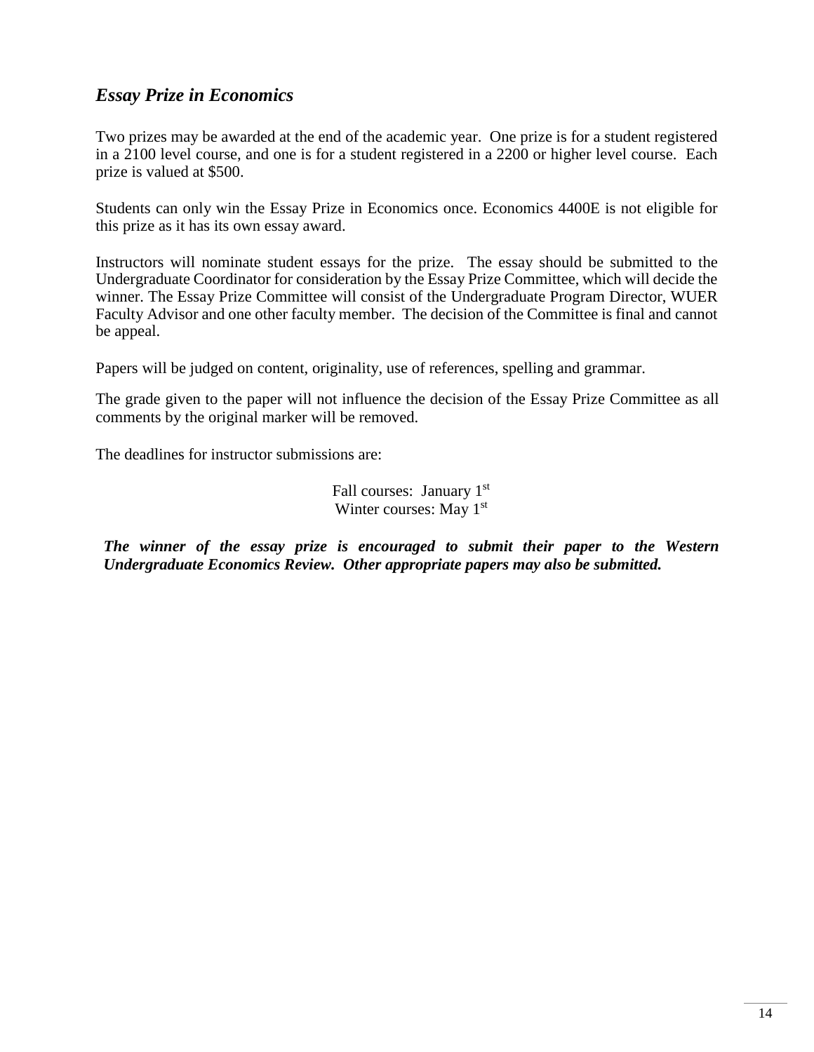### *Essay Prize in Economics*

Two prizes may be awarded at the end of the academic year. One prize is for a student registered in a 2100 level course, and one is for a student registered in a 2200 or higher level course. Each prize is valued at $500.

Students can only win the Essay Prize in Economics once. Economics 4400E is not eligible for this prize as it has its own essay award.

Instructors will nominate student essays for the prize. The essay should be submitted to the Undergraduate Coordinator for consideration by the Essay Prize Committee, which will decide the winner. The Essay Prize Committee will consist of the Undergraduate Program Director, WUER Faculty Advisor and one other faculty member. The decision of the Committee is final and cannot be appeal.

Papers will be judged on content, originality, use of references, spelling and grammar.

The grade given to the paper will not influence the decision of the Essay Prize Committee as all comments by the original marker will be removed.

The deadlines for instructor submissions are:

Fall courses: January 1st
Winter courses: May 1st

***The winner of the essay prize is encouraged to submit their paper to the Western Undergraduate Economics Review. Other appropriate papers may also be submitted.***